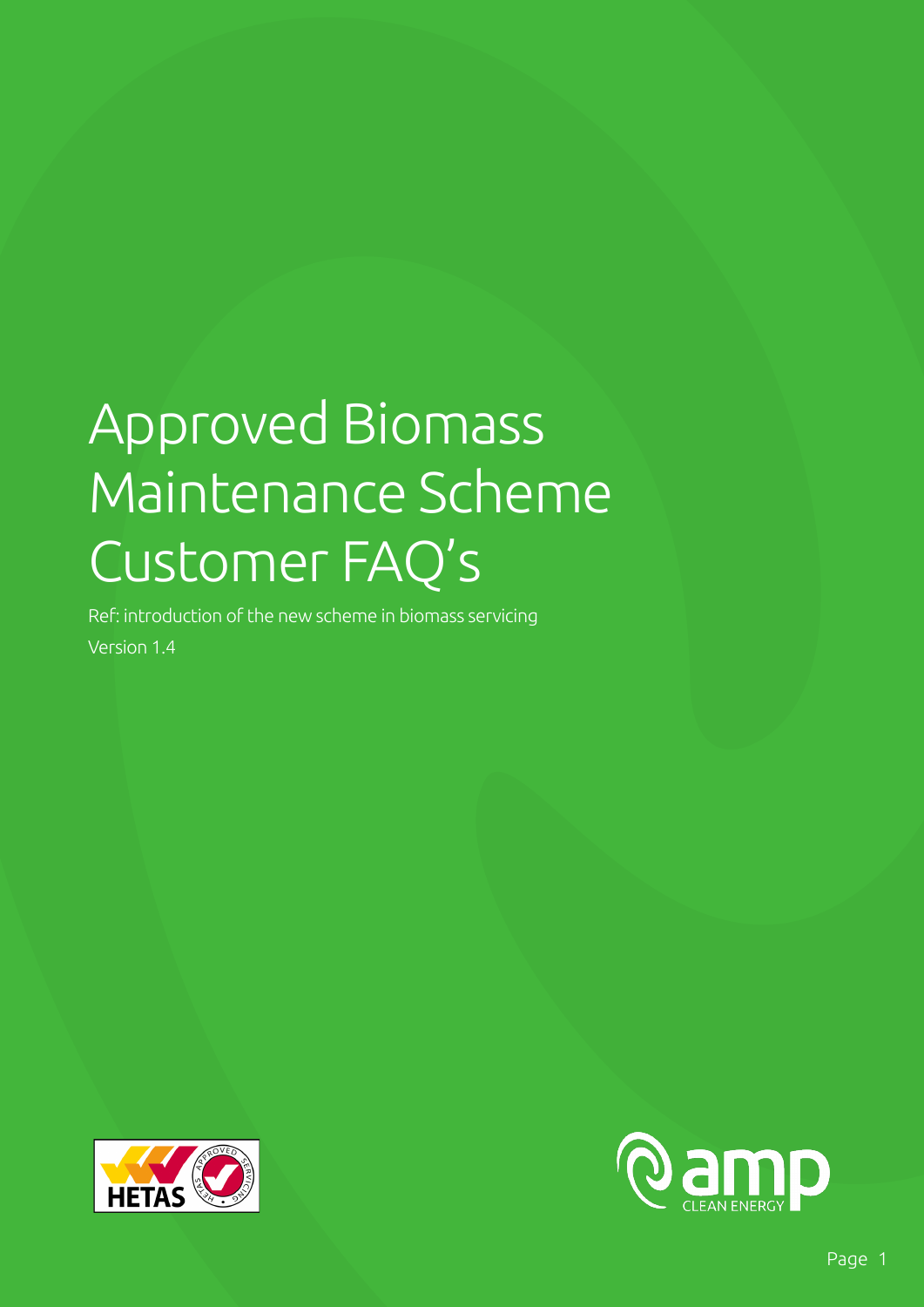# Approved Biomass Maintenance Scheme Customer FAQ's

Ref: introduction of the new scheme in biomass servicing

Version 1.4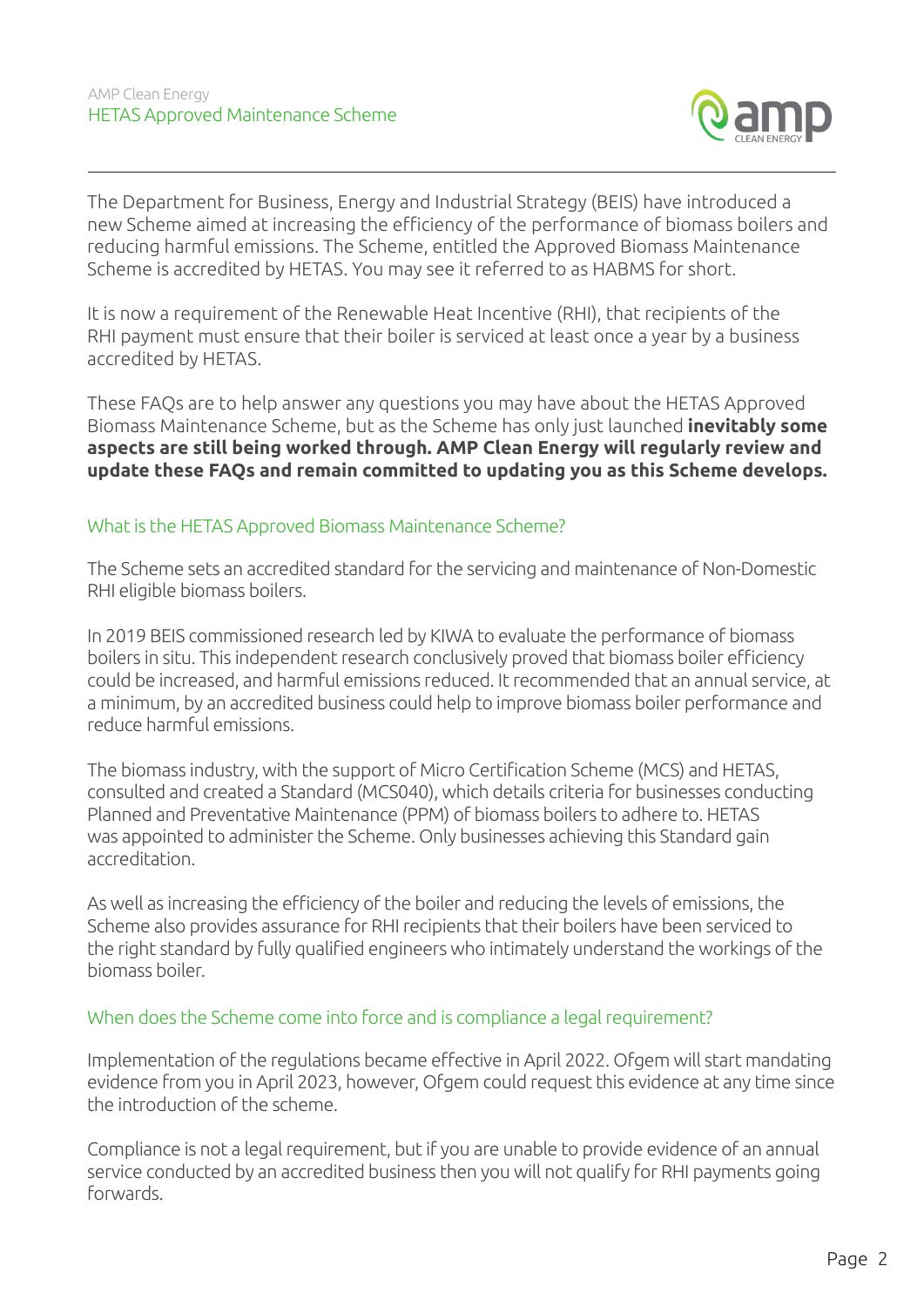The Department for Business, Energy and Industrial Strategy (BEIS) have introduced a new Scheme aimed at increasing the efficiency of the performance of biomass boilers and reducing harmful emissions. The Scheme, entitled the Approved Biomass Maintenance Scheme is accredited by HETAS. You may see it referred to as HABMS for short.

It is now a requirement of the Renewable Heat Incentive (RHI), that recipients of the RHI payment must ensure that their boiler is serviced at least once a year by a business accredited by HETAS.

These FAQs are to help answer any questions you may have about the HETAS Approved Biomass Maintenance Scheme, but as the Scheme has only just launched **inevitably some aspects are still being worked through. AMP Clean Energy will regularly review and update these FAQs and remain committed to updating you as this Scheme develops.**

## What is the HETAS Approved Biomass Maintenance Scheme?

The Scheme sets an accredited standard for the servicing and maintenance of Non-Domestic RHI eligible biomass boilers.

In 2019 BEIS commissioned research led by KIWA to evaluate the performance of biomass boilers in situ. This independent research conclusively proved that biomass boiler efficiency could be increased, and harmful emissions reduced. It recommended that an annual service, at a minimum, by an accredited business could help to improve biomass boiler performance and reduce harmful emissions.

The biomass industry, with the support of Micro Certification Scheme (MCS) and HETAS, consulted and created a Standard (MCS040), which details criteria for businesses conducting Planned and Preventative Maintenance (PPM) of biomass boilers to adhere to. HETAS was appointed to administer the Scheme. Only businesses achieving this Standard gain accreditation.

As well as increasing the efficiency of the boiler and reducing the levels of emissions, the Scheme also provides assurance for RHI recipients that their boilers have been serviced to the right standard by fully qualified engineers who intimately understand the workings of the biomass boiler.

## When does the Scheme come into force and is compliance a legal requirement?

Implementation of the regulations became effective in April 2022. Ofgem will start mandating evidence from you in April 2023, however, Ofgem could request this evidence at any time since the introduction of the scheme.

Compliance is not a legal requirement, but if you are unable to provide evidence of an annual service conducted by an accredited business then you will not qualify for RHI payments going forwards.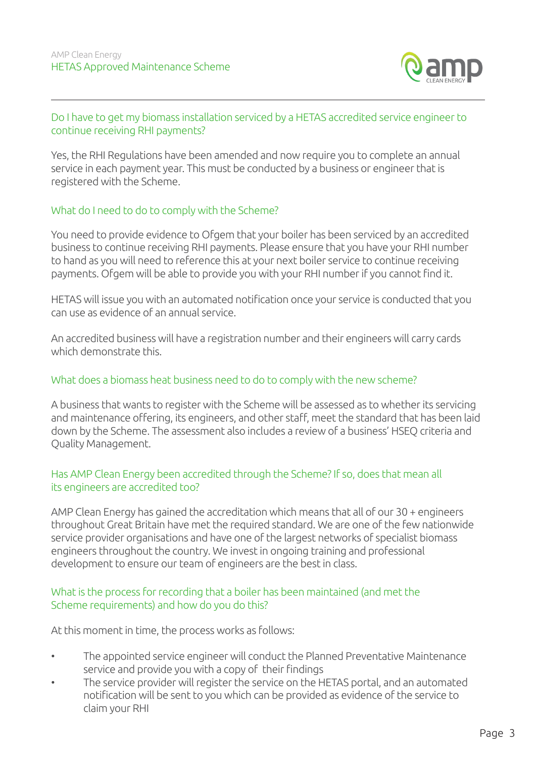### Do I have to get my biomass installation serviced by a HETAS accredited service engineer to continue receiving RHI payments?

Yes, the RHI Regulations have been amended and now require you to complete an annual service in each payment year. This must be conducted by a business or engineer that is registered with the Scheme.

### What do I need to do to comply with the Scheme?

You need to provide evidence to Ofgem that your boiler has been serviced by an accredited business to continue receiving RHI payments. Please ensure that you have your RHI number to hand as you will need to reference this at your next boiler service to continue receiving payments. Ofgem will be able to provide you with your RHI number if you cannot find it.

HETAS will issue you with an automated notification once your service is conducted that you can use as evidence of an annual service.

An accredited business will have a registration number and their engineers will carry cards which demonstrate this.

### What does a biomass heat business need to do to comply with the new scheme?

A business that wants to register with the Scheme will be assessed as to whether its servicing and maintenance offering, its engineers, and other staff, meet the standard that has been laid down by the Scheme. The assessment also includes a review of a business' HSEQ criteria and Quality Management.

### Has AMP Clean Energy been accredited through the Scheme? If so, does that mean all its engineers are accredited too?

AMP Clean Energy has gained the accreditation which means that all of our 30 + engineers throughout Great Britain have met the required standard. We are one of the few nationwide service provider organisations and have one of the largest networks of specialist biomass engineers throughout the country. We invest in ongoing training and professional development to ensure our team of engineers are the best in class.

### What is the process for recording that a boiler has been maintained (and met the Scheme requirements) and how do you do this?

At this moment in time, the process works as follows:

- The appointed service engineer will conduct the Planned Preventative Maintenance service and provide you with a copy of their findings
- The service provider will register the service on the HETAS portal, and an automated notification will be sent to you which can be provided as evidence of the service to claim your RHI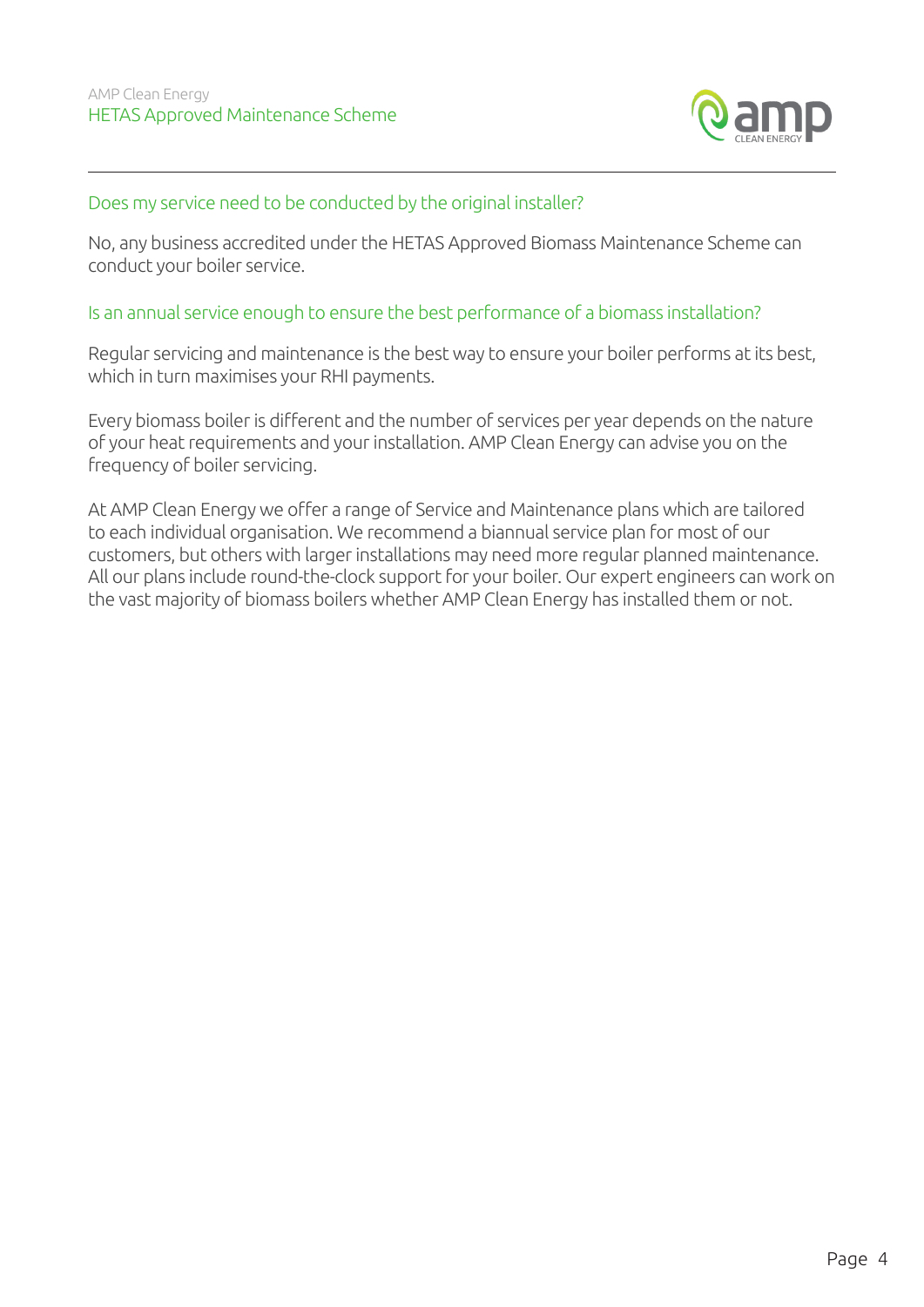## Does my service need to be conducted by the original installer?

No, any business accredited under the HETAS Approved Biomass Maintenance Scheme can conduct your boiler service.

## Is an annual service enough to ensure the best performance of a biomass installation?

Regular servicing and maintenance is the best way to ensure your boiler performs at its best, which in turn maximises your RHI payments.

Every biomass boiler is different and the number of services per year depends on the nature of your heat requirements and your installation. AMP Clean Energy can advise you on the frequency of boiler servicing.

At AMP Clean Energy we offer a range of Service and Maintenance plans which are tailored to each individual organisation. We recommend a biannual service plan for most of our customers, but others with larger installations may need more regular planned maintenance. All our plans include round-the-clock support for your boiler. Our expert engineers can work on the vast majority of biomass boilers whether AMP Clean Energy has installed them or not.